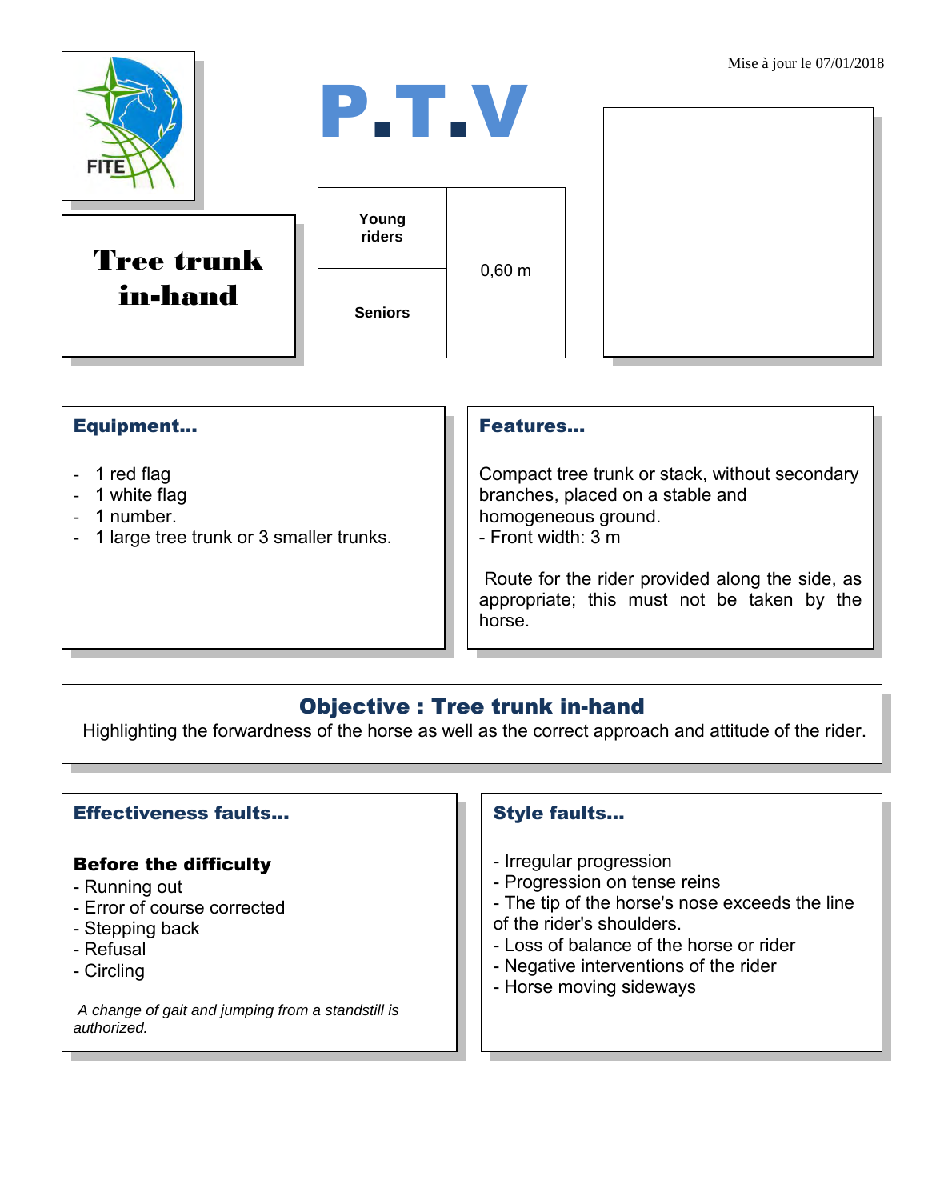Mise à jour le 07/01/2018

# P.T.V

## Tree trunk in-hand

| Young riders | 0,60 m |
| --- | --- |
| Seniors | |

### Equipment...

- 1 red flag
- 1 white flag
- 1 number.
- 1 large tree trunk or 3 smaller trunks.

### Features...

Compact tree trunk or stack, without secondary branches, placed on a stable and homogeneous ground.
- Front width: 3 m

Route for the rider provided along the side, as appropriate; this must not be taken by the horse.

### Objective : Tree trunk in-hand

Highlighting the forwardness of the horse as well as the correct approach and attitude of the rider.

### Effectiveness faults...

**Before the difficulty**

- Running out
- Error of course corrected
- Stepping back
- Refusal
- Circling

*A change of gait and jumping from a standstill is authorized.*

### Style faults...

- Irregular progression
- Progression on tense reins
- The tip of the horse's nose exceeds the line of the rider's shoulders.
- Loss of balance of the horse or rider
- Negative interventions of the rider
- Horse moving sideways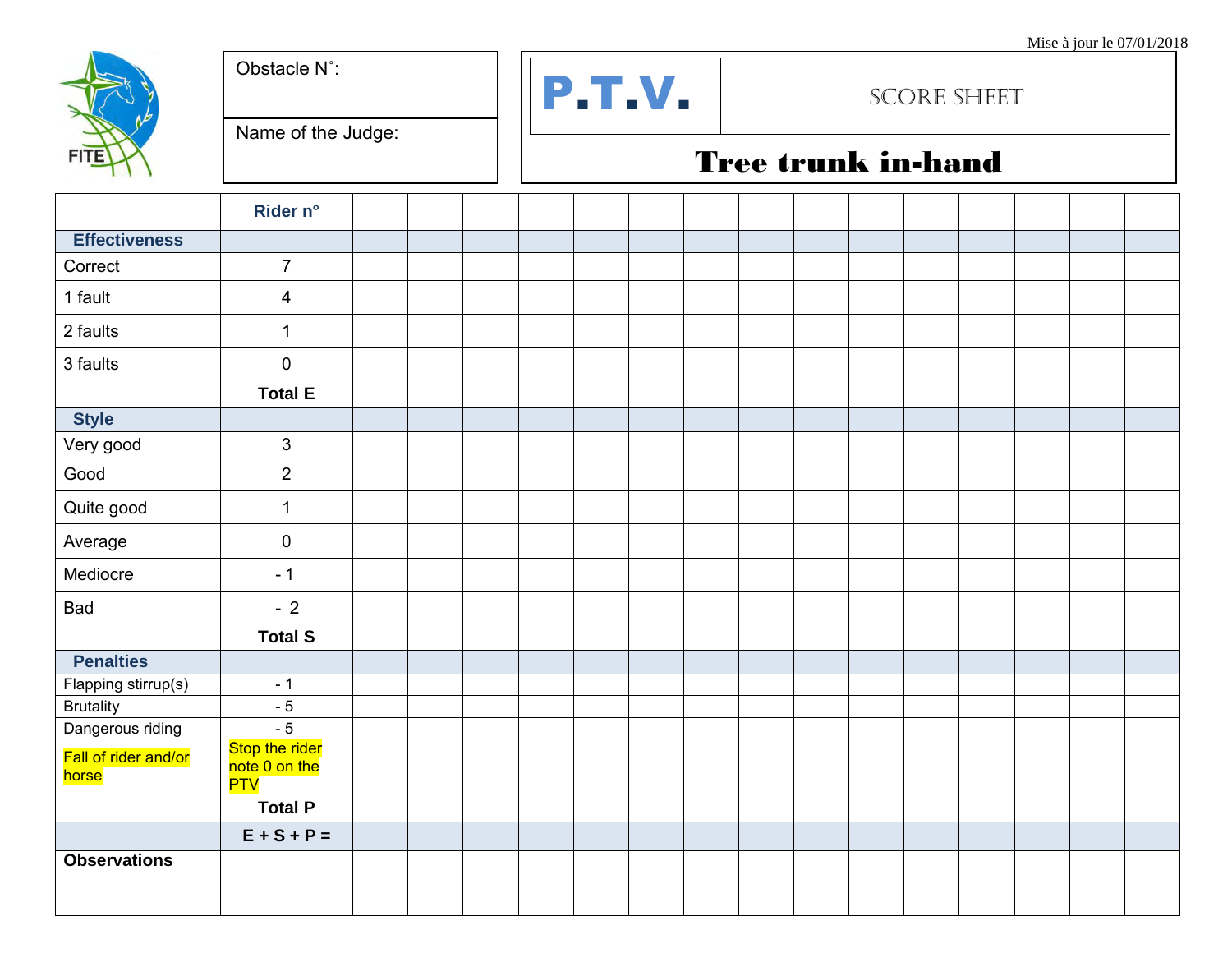Mise à jour le 07/01/2018

| | |
|---|---|
| Obstacle N˚: | |
| Name of the Judge: | |

# P.T.V.

SCORE SHEET

## Tree trunk in-hand

| | Rider n° | | | | | | | | | | | | | | | |
|---|---|---|---|---|---|---|---|---|---|---|---|---|---|---|---|---|
| **Effectiveness** | | | | | | | | | | | | | | | | |
| Correct | 7 | | | | | | | | | | | | | | | |
| 1 fault | 4 | | | | | | | | | | | | | | | |
| 2 faults | 1 | | | | | | | | | | | | | | | |
| 3 faults | 0 | | | | | | | | | | | | | | | |
| | **Total E** | | | | | | | | | | | | | | | |
| **Style** | | | | | | | | | | | | | | | | |
| Very good | 3 | | | | | | | | | | | | | | | |
| Good | 2 | | | | | | | | | | | | | | | |
| Quite good | 1 | | | | | | | | | | | | | | | |
| Average | 0 | | | | | | | | | | | | | | | |
| Mediocre | - 1 | | | | | | | | | | | | | | | |
| Bad | - 2 | | | | | | | | | | | | | | | |
| | **Total S** | | | | | | | | | | | | | | | |
| **Penalties** | | | | | | | | | | | | | | | | |
| Flapping stirrup(s) | - 1 | | | | | | | | | | | | | | | |
| Brutality | - 5 | | | | | | | | | | | | | | | |
| Dangerous riding | - 5 | | | | | | | | | | | | | | | |
| Fall of rider and/or horse | Stop the rider note 0 on the PTV | | | | | | | | | | | | | | | |
| | **Total P** | | | | | | | | | | | | | | | |
| | **E + S + P =** | | | | | | | | | | | | | | | |
| **Observations** | | | | | | | | | | | | | | | | |